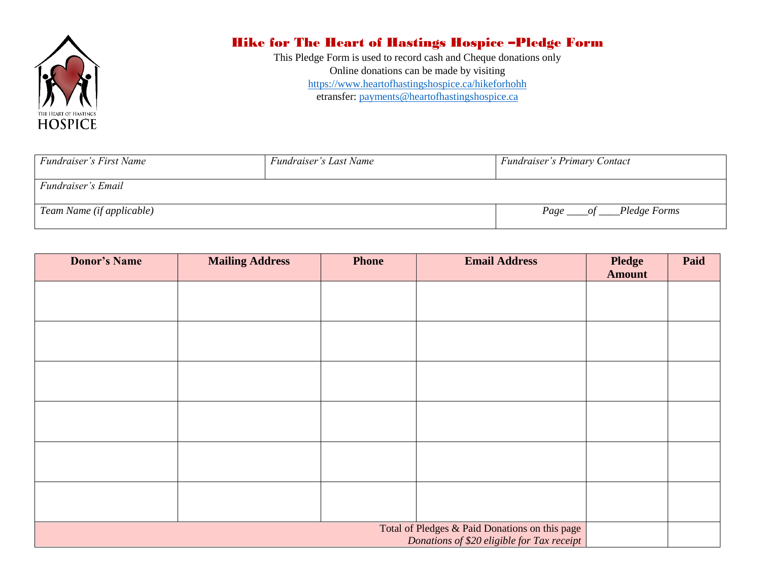THE HEART OF HASTINGS HOSPICE

# Hike for The Heart of Hastings Hospice –Pledge Form

This Pledge Form is used to record cash and Cheque donations only
Online donations can be made by visiting
https://www.heartofhastingshospice.ca/hikeforhohh
etransfer: payments@heartofhastingshospice.ca

| *Fundraiser's First Name* | *Fundraiser's Last Name* | *Fundraiser's Primary Contact* |
|---|---|---|
| *Fundraiser's Email* | | |
| *Team Name (if applicable)* | | *Page \_\_\_\_of \_\_\_\_Pledge Forms* |

| Donor's Name | Mailing Address | Phone | Email Address | Pledge Amount | Paid |
|---|---|---|---|---|---|
| | | | | | |
| | | | | | |
| | | | | | |
| | | | | | |
| | | | | | |
| | | | | | |
| Total of Pledges & Paid Donations on this page *Donations of $20 eligible for Tax receipt* | | | | | |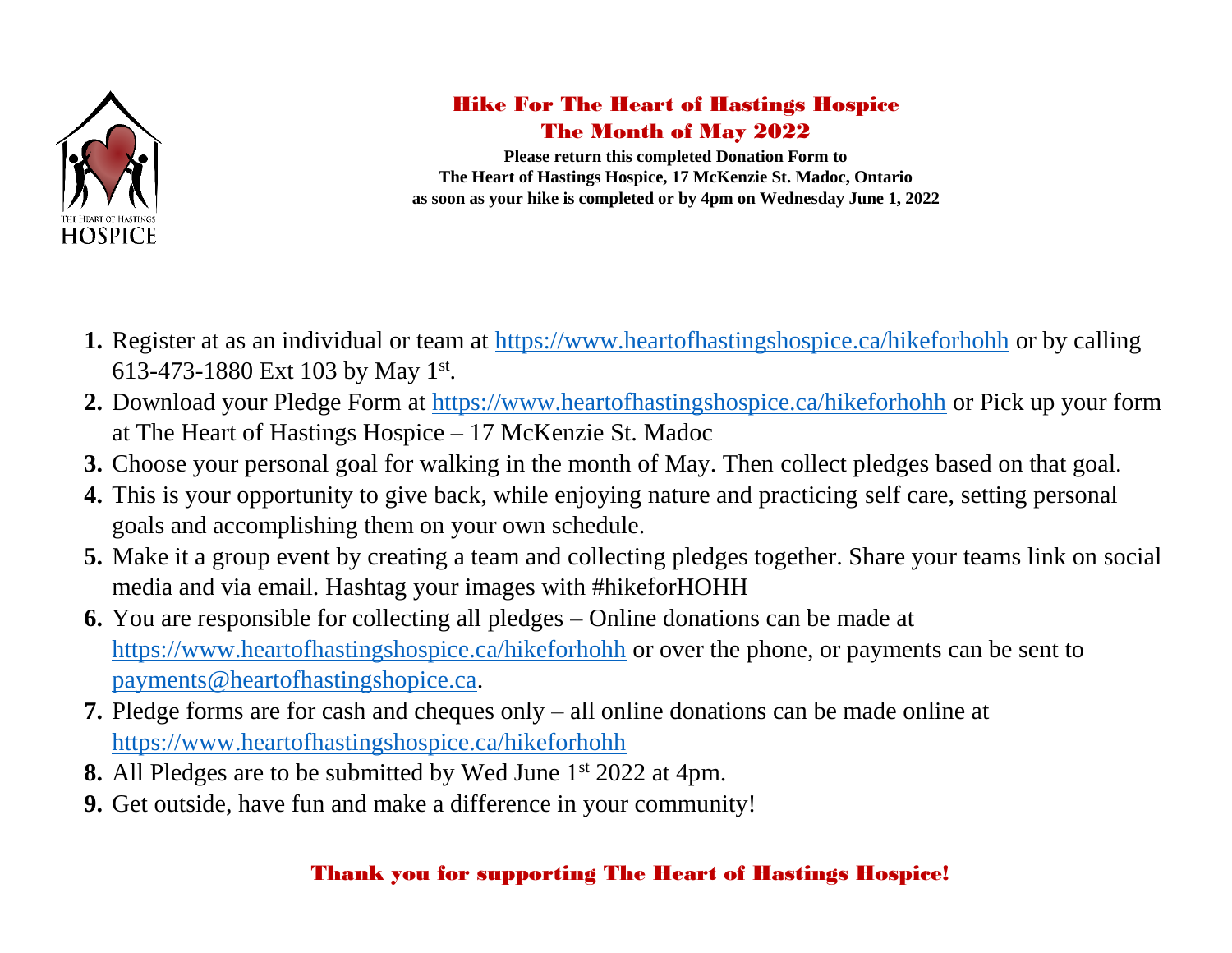THE HEART OF HASTINGS
HOSPICE

# Hike For The Heart of Hastings Hospice
## The Month of May 2022

**Please return this completed Donation Form to**
**The Heart of Hastings Hospice, 17 McKenzie St. Madoc, Ontario**
**as soon as your hike is completed or by 4pm on Wednesday June 1, 2022**

1. Register at as an individual or team at https://www.heartofhastingshospice.ca/hikeforhohh or by calling 613-473-1880 Ext 103 by May 1st.
2. Download your Pledge Form at https://www.heartofhastingshospice.ca/hikeforhohh or Pick up your form at The Heart of Hastings Hospice – 17 McKenzie St. Madoc
3. Choose your personal goal for walking in the month of May. Then collect pledges based on that goal.
4. This is your opportunity to give back, while enjoying nature and practicing self care, setting personal goals and accomplishing them on your own schedule.
5. Make it a group event by creating a team and collecting pledges together. Share your teams link on social media and via email. Hashtag your images with #hikeforHOHH
6. You are responsible for collecting all pledges – Online donations can be made at https://www.heartofhastingshospice.ca/hikeforhohh or over the phone, or payments can be sent to payments@heartofhastingshopice.ca.
7. Pledge forms are for cash and cheques only – all online donations can be made online at https://www.heartofhastingshospice.ca/hikeforhohh
8. All Pledges are to be submitted by Wed June 1st 2022 at 4pm.
9. Get outside, have fun and make a difference in your community!

**Thank you for supporting The Heart of Hastings Hospice!**